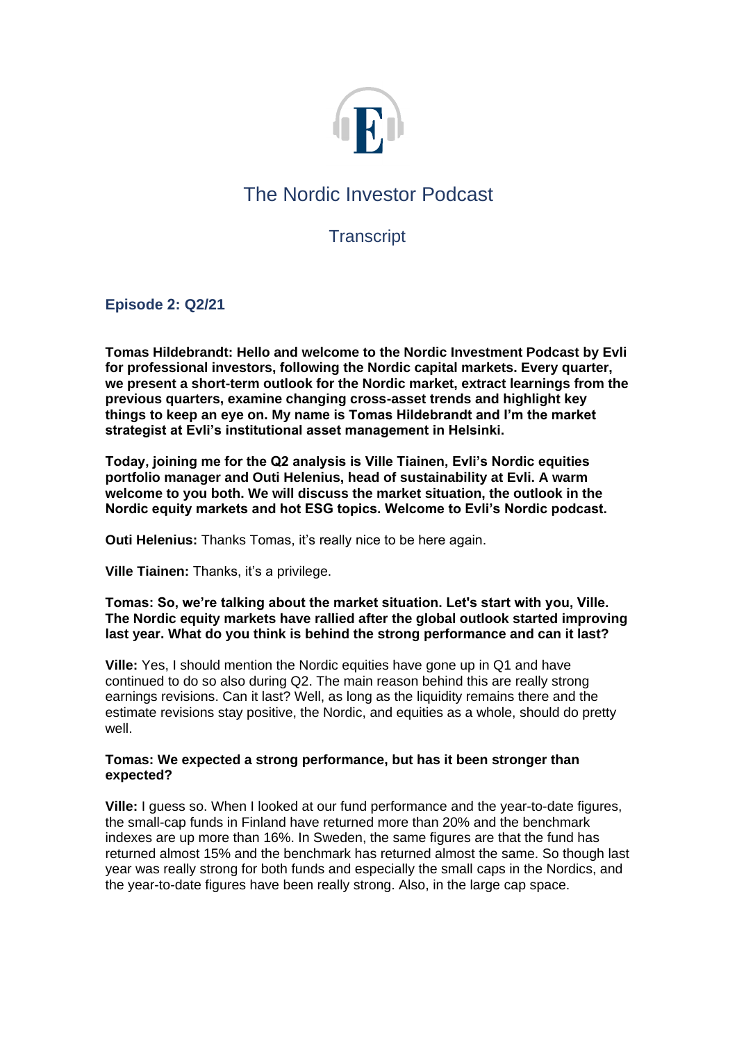# The Nordic Investor Podcast

## Transcript

### Episode 2: Q2/21

**Tomas Hildebrandt: Hello and welcome to the Nordic Investment Podcast by Evli for professional investors, following the Nordic capital markets. Every quarter, we present a short-term outlook for the Nordic market, extract learnings from the previous quarters, examine changing cross-asset trends and highlight key things to keep an eye on. My name is Tomas Hildebrandt and I'm the market strategist at Evli's institutional asset management in Helsinki.**

**Today, joining me for the Q2 analysis is Ville Tiainen, Evli's Nordic equities portfolio manager and Outi Helenius, head of sustainability at Evli. A warm welcome to you both. We will discuss the market situation, the outlook in the Nordic equity markets and hot ESG topics. Welcome to Evli's Nordic podcast.**

**Outi Helenius:** Thanks Tomas, it's really nice to be here again.

**Ville Tiainen:** Thanks, it's a privilege.

**Tomas: So, we're talking about the market situation. Let's start with you, Ville. The Nordic equity markets have rallied after the global outlook started improving last year. What do you think is behind the strong performance and can it last?**

**Ville:** Yes, I should mention the Nordic equities have gone up in Q1 and have continued to do so also during Q2. The main reason behind this are really strong earnings revisions. Can it last? Well, as long as the liquidity remains there and the estimate revisions stay positive, the Nordic, and equities as a whole, should do pretty well.

**Tomas: We expected a strong performance, but has it been stronger than expected?**

**Ville:** I guess so. When I looked at our fund performance and the year-to-date figures, the small-cap funds in Finland have returned more than 20% and the benchmark indexes are up more than 16%. In Sweden, the same figures are that the fund has returned almost 15% and the benchmark has returned almost the same. So though last year was really strong for both funds and especially the small caps in the Nordics, and the year-to-date figures have been really strong. Also, in the large cap space.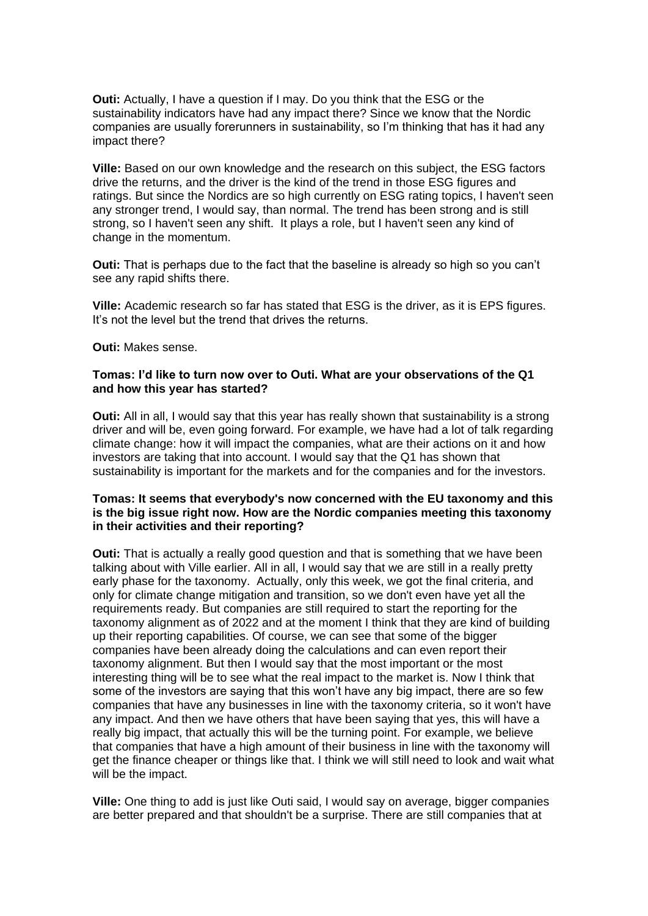**Outi:** Actually, I have a question if I may. Do you think that the ESG or the sustainability indicators have had any impact there? Since we know that the Nordic companies are usually forerunners in sustainability, so I'm thinking that has it had any impact there?

**Ville:** Based on our own knowledge and the research on this subject, the ESG factors drive the returns, and the driver is the kind of the trend in those ESG figures and ratings. But since the Nordics are so high currently on ESG rating topics, I haven't seen any stronger trend, I would say, than normal. The trend has been strong and is still strong, so I haven't seen any shift. It plays a role, but I haven't seen any kind of change in the momentum.

**Outi:** That is perhaps due to the fact that the baseline is already so high so you can't see any rapid shifts there.

**Ville:** Academic research so far has stated that ESG is the driver, as it is EPS figures. It's not the level but the trend that drives the returns.

**Outi:** Makes sense.

**Tomas: I'd like to turn now over to Outi. What are your observations of the Q1 and how this year has started?**

**Outi:** All in all, I would say that this year has really shown that sustainability is a strong driver and will be, even going forward. For example, we have had a lot of talk regarding climate change: how it will impact the companies, what are their actions on it and how investors are taking that into account. I would say that the Q1 has shown that sustainability is important for the markets and for the companies and for the investors.

**Tomas: It seems that everybody's now concerned with the EU taxonomy and this is the big issue right now. How are the Nordic companies meeting this taxonomy in their activities and their reporting?**

**Outi:** That is actually a really good question and that is something that we have been talking about with Ville earlier. All in all, I would say that we are still in a really pretty early phase for the taxonomy. Actually, only this week, we got the final criteria, and only for climate change mitigation and transition, so we don't even have yet all the requirements ready. But companies are still required to start the reporting for the taxonomy alignment as of 2022 and at the moment I think that they are kind of building up their reporting capabilities. Of course, we can see that some of the bigger companies have been already doing the calculations and can even report their taxonomy alignment. But then I would say that the most important or the most interesting thing will be to see what the real impact to the market is. Now I think that some of the investors are saying that this won't have any big impact, there are so few companies that have any businesses in line with the taxonomy criteria, so it won't have any impact. And then we have others that have been saying that yes, this will have a really big impact, that actually this will be the turning point. For example, we believe that companies that have a high amount of their business in line with the taxonomy will get the finance cheaper or things like that. I think we will still need to look and wait what will be the impact.

**Ville:** One thing to add is just like Outi said, I would say on average, bigger companies are better prepared and that shouldn't be a surprise. There are still companies that at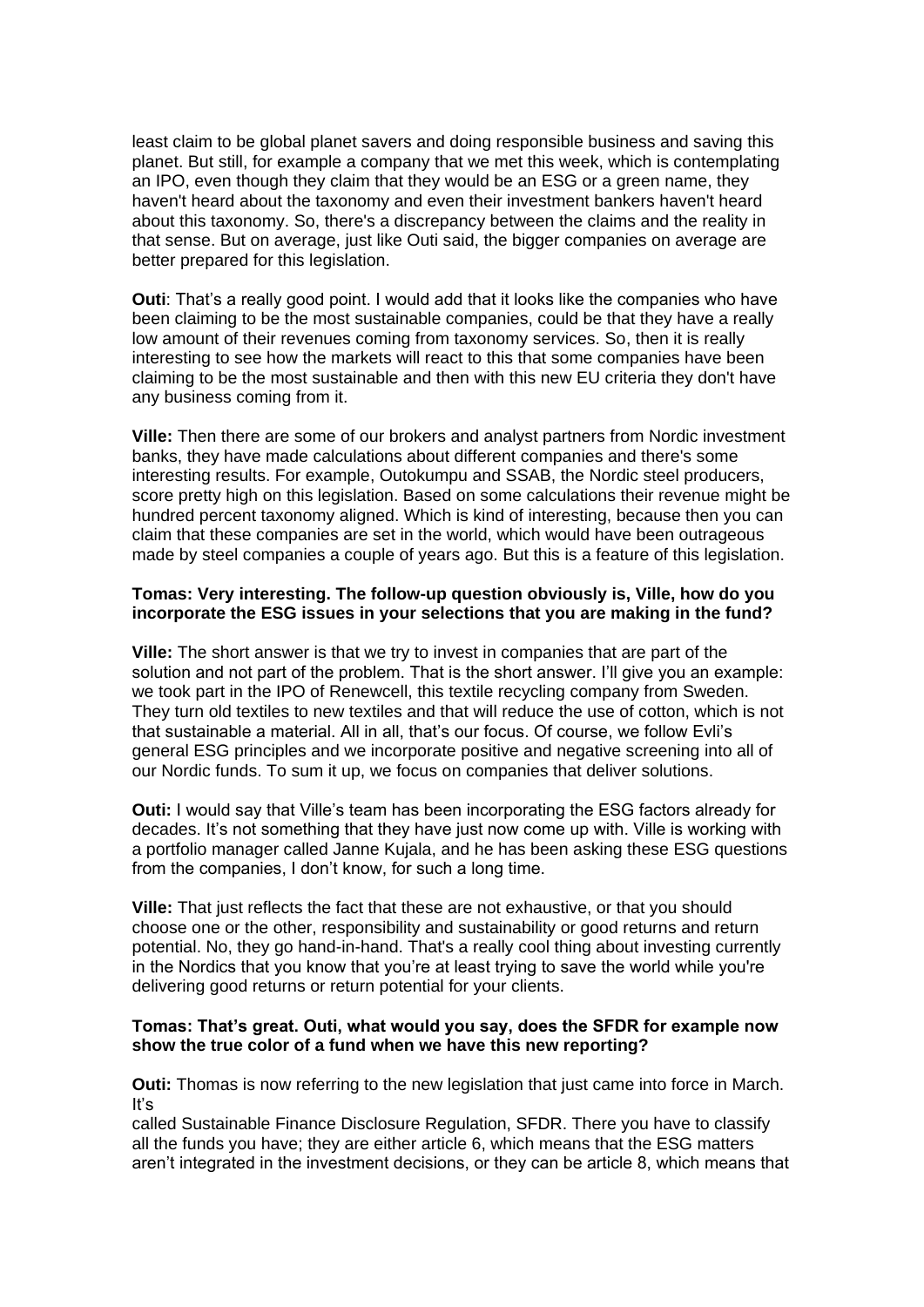least claim to be global planet savers and doing responsible business and saving this planet. But still, for example a company that we met this week, which is contemplating an IPO, even though they claim that they would be an ESG or a green name, they haven't heard about the taxonomy and even their investment bankers haven't heard about this taxonomy. So, there's a discrepancy between the claims and the reality in that sense. But on average, just like Outi said, the bigger companies on average are better prepared for this legislation.

**Outi**: That's a really good point. I would add that it looks like the companies who have been claiming to be the most sustainable companies, could be that they have a really low amount of their revenues coming from taxonomy services. So, then it is really interesting to see how the markets will react to this that some companies have been claiming to be the most sustainable and then with this new EU criteria they don't have any business coming from it.

**Ville:** Then there are some of our brokers and analyst partners from Nordic investment banks, they have made calculations about different companies and there's some interesting results. For example, Outokumpu and SSAB, the Nordic steel producers, score pretty high on this legislation. Based on some calculations their revenue might be hundred percent taxonomy aligned. Which is kind of interesting, because then you can claim that these companies are set in the world, which would have been outrageous made by steel companies a couple of years ago. But this is a feature of this legislation.

**Tomas: Very interesting. The follow-up question obviously is, Ville, how do you incorporate the ESG issues in your selections that you are making in the fund?**

**Ville:** The short answer is that we try to invest in companies that are part of the solution and not part of the problem. That is the short answer. I'll give you an example: we took part in the IPO of Renewcell, this textile recycling company from Sweden. They turn old textiles to new textiles and that will reduce the use of cotton, which is not that sustainable a material. All in all, that's our focus. Of course, we follow Evli's general ESG principles and we incorporate positive and negative screening into all of our Nordic funds. To sum it up, we focus on companies that deliver solutions.

**Outi:** I would say that Ville's team has been incorporating the ESG factors already for decades. It's not something that they have just now come up with. Ville is working with a portfolio manager called Janne Kujala, and he has been asking these ESG questions from the companies, I don't know, for such a long time.

**Ville:** That just reflects the fact that these are not exhaustive, or that you should choose one or the other, responsibility and sustainability or good returns and return potential. No, they go hand-in-hand. That's a really cool thing about investing currently in the Nordics that you know that you're at least trying to save the world while you're delivering good returns or return potential for your clients.

**Tomas: That's great. Outi, what would you say, does the SFDR for example now show the true color of a fund when we have this new reporting?**

**Outi:** Thomas is now referring to the new legislation that just came into force in March. It's called Sustainable Finance Disclosure Regulation, SFDR. There you have to classify all the funds you have; they are either article 6, which means that the ESG matters aren't integrated in the investment decisions, or they can be article 8, which means that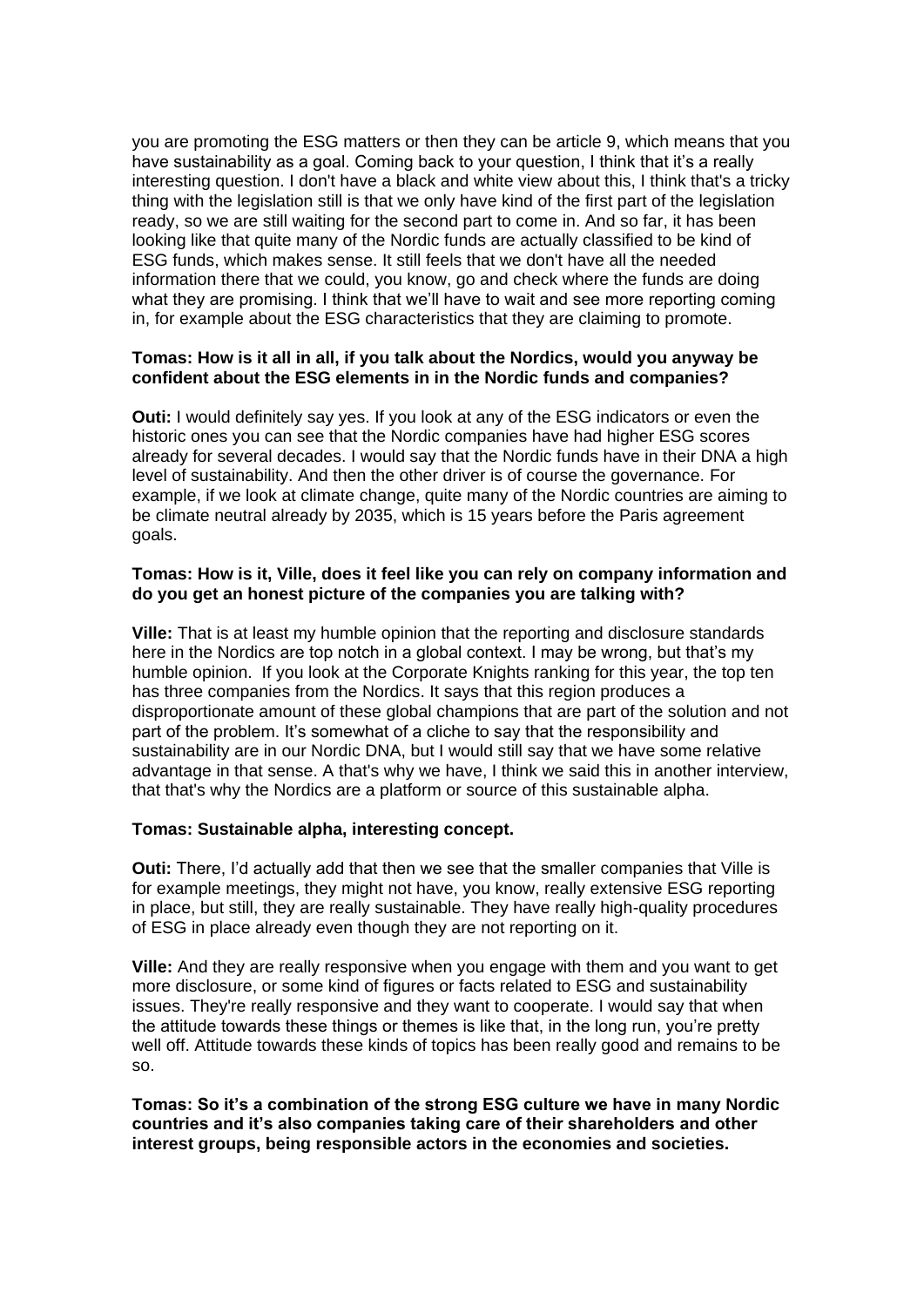you are promoting the ESG matters or then they can be article 9, which means that you have sustainability as a goal. Coming back to your question, I think that it's a really interesting question. I don't have a black and white view about this, I think that's a tricky thing with the legislation still is that we only have kind of the first part of the legislation ready, so we are still waiting for the second part to come in. And so far, it has been looking like that quite many of the Nordic funds are actually classified to be kind of ESG funds, which makes sense. It still feels that we don't have all the needed information there that we could, you know, go and check where the funds are doing what they are promising. I think that we'll have to wait and see more reporting coming in, for example about the ESG characteristics that they are claiming to promote.

**Tomas: How is it all in all, if you talk about the Nordics, would you anyway be confident about the ESG elements in in the Nordic funds and companies?**

**Outi:** I would definitely say yes. If you look at any of the ESG indicators or even the historic ones you can see that the Nordic companies have had higher ESG scores already for several decades. I would say that the Nordic funds have in their DNA a high level of sustainability. And then the other driver is of course the governance. For example, if we look at climate change, quite many of the Nordic countries are aiming to be climate neutral already by 2035, which is 15 years before the Paris agreement goals.

**Tomas: How is it, Ville, does it feel like you can rely on company information and do you get an honest picture of the companies you are talking with?**

**Ville:** That is at least my humble opinion that the reporting and disclosure standards here in the Nordics are top notch in a global context. I may be wrong, but that's my humble opinion. If you look at the Corporate Knights ranking for this year, the top ten has three companies from the Nordics. It says that this region produces a disproportionate amount of these global champions that are part of the solution and not part of the problem. It's somewhat of a cliche to say that the responsibility and sustainability are in our Nordic DNA, but I would still say that we have some relative advantage in that sense. A that's why we have, I think we said this in another interview, that that's why the Nordics are a platform or source of this sustainable alpha.

**Tomas: Sustainable alpha, interesting concept.**

**Outi:** There, I'd actually add that then we see that the smaller companies that Ville is for example meetings, they might not have, you know, really extensive ESG reporting in place, but still, they are really sustainable. They have really high-quality procedures of ESG in place already even though they are not reporting on it.

**Ville:** And they are really responsive when you engage with them and you want to get more disclosure, or some kind of figures or facts related to ESG and sustainability issues. They're really responsive and they want to cooperate. I would say that when the attitude towards these things or themes is like that, in the long run, you're pretty well off. Attitude towards these kinds of topics has been really good and remains to be so.

**Tomas: So it's a combination of the strong ESG culture we have in many Nordic countries and it's also companies taking care of their shareholders and other interest groups, being responsible actors in the economies and societies.**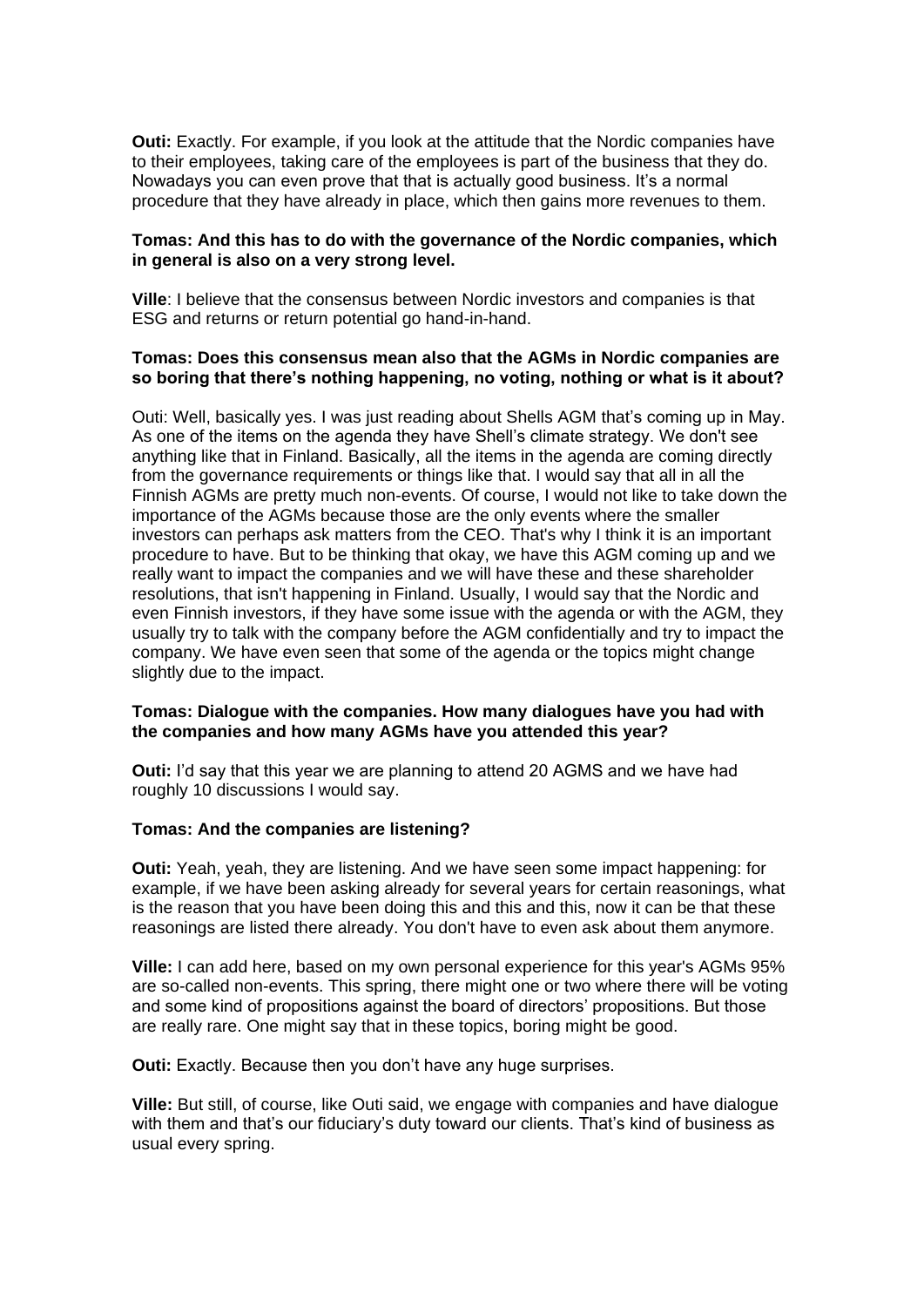**Outi:** Exactly. For example, if you look at the attitude that the Nordic companies have to their employees, taking care of the employees is part of the business that they do. Nowadays you can even prove that that is actually good business. It's a normal procedure that they have already in place, which then gains more revenues to them.

**Tomas: And this has to do with the governance of the Nordic companies, which in general is also on a very strong level.**

**Ville**: I believe that the consensus between Nordic investors and companies is that ESG and returns or return potential go hand-in-hand.

**Tomas: Does this consensus mean also that the AGMs in Nordic companies are so boring that there's nothing happening, no voting, nothing or what is it about?**

Outi: Well, basically yes. I was just reading about Shells AGM that's coming up in May. As one of the items on the agenda they have Shell's climate strategy. We don't see anything like that in Finland. Basically, all the items in the agenda are coming directly from the governance requirements or things like that. I would say that all in all the Finnish AGMs are pretty much non-events. Of course, I would not like to take down the importance of the AGMs because those are the only events where the smaller investors can perhaps ask matters from the CEO. That's why I think it is an important procedure to have. But to be thinking that okay, we have this AGM coming up and we really want to impact the companies and we will have these and these shareholder resolutions, that isn't happening in Finland. Usually, I would say that the Nordic and even Finnish investors, if they have some issue with the agenda or with the AGM, they usually try to talk with the company before the AGM confidentially and try to impact the company. We have even seen that some of the agenda or the topics might change slightly due to the impact.

**Tomas: Dialogue with the companies. How many dialogues have you had with the companies and how many AGMs have you attended this year?**

**Outi:** I'd say that this year we are planning to attend 20 AGMS and we have had roughly 10 discussions I would say.

**Tomas: And the companies are listening?**

**Outi:** Yeah, yeah, they are listening. And we have seen some impact happening: for example, if we have been asking already for several years for certain reasonings, what is the reason that you have been doing this and this and this, now it can be that these reasonings are listed there already. You don't have to even ask about them anymore.

**Ville:** I can add here, based on my own personal experience for this year's AGMs 95% are so-called non-events. This spring, there might one or two where there will be voting and some kind of propositions against the board of directors' propositions. But those are really rare. One might say that in these topics, boring might be good.

**Outi:** Exactly. Because then you don't have any huge surprises.

**Ville:** But still, of course, like Outi said, we engage with companies and have dialogue with them and that's our fiduciary's duty toward our clients. That's kind of business as usual every spring.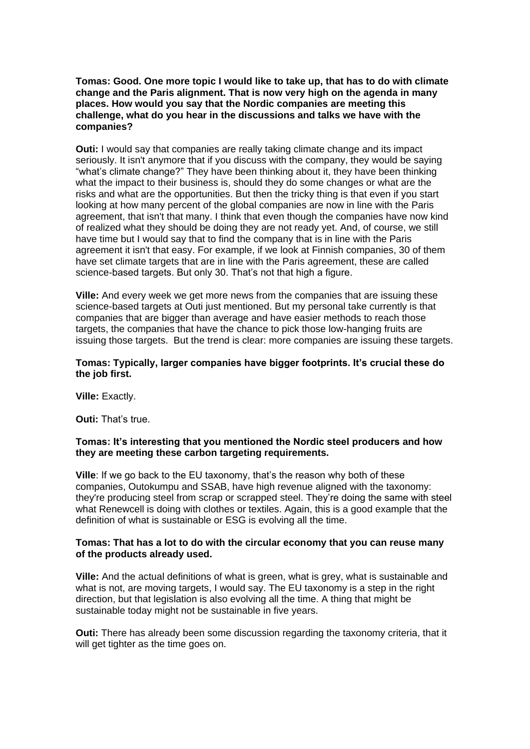**Tomas: Good. One more topic I would like to take up, that has to do with climate change and the Paris alignment. That is now very high on the agenda in many places. How would you say that the Nordic companies are meeting this challenge, what do you hear in the discussions and talks we have with the companies?**

**Outi:** I would say that companies are really taking climate change and its impact seriously. It isn't anymore that if you discuss with the company, they would be saying "what's climate change?" They have been thinking about it, they have been thinking what the impact to their business is, should they do some changes or what are the risks and what are the opportunities. But then the tricky thing is that even if you start looking at how many percent of the global companies are now in line with the Paris agreement, that isn't that many. I think that even though the companies have now kind of realized what they should be doing they are not ready yet. And, of course, we still have time but I would say that to find the company that is in line with the Paris agreement it isn't that easy. For example, if we look at Finnish companies, 30 of them have set climate targets that are in line with the Paris agreement, these are called science-based targets. But only 30. That's not that high a figure.

**Ville:** And every week we get more news from the companies that are issuing these science-based targets at Outi just mentioned. But my personal take currently is that companies that are bigger than average and have easier methods to reach those targets, the companies that have the chance to pick those low-hanging fruits are issuing those targets. But the trend is clear: more companies are issuing these targets.

**Tomas: Typically, larger companies have bigger footprints. It's crucial these do the job first.**

**Ville:** Exactly.

**Outi:** That's true.

**Tomas: It's interesting that you mentioned the Nordic steel producers and how they are meeting these carbon targeting requirements.**

**Ville**: If we go back to the EU taxonomy, that's the reason why both of these companies, Outokumpu and SSAB, have high revenue aligned with the taxonomy: they're producing steel from scrap or scrapped steel. They're doing the same with steel what Renewcell is doing with clothes or textiles. Again, this is a good example that the definition of what is sustainable or ESG is evolving all the time.

**Tomas: That has a lot to do with the circular economy that you can reuse many of the products already used.**

**Ville:** And the actual definitions of what is green, what is grey, what is sustainable and what is not, are moving targets, I would say. The EU taxonomy is a step in the right direction, but that legislation is also evolving all the time. A thing that might be sustainable today might not be sustainable in five years.

**Outi:** There has already been some discussion regarding the taxonomy criteria, that it will get tighter as the time goes on.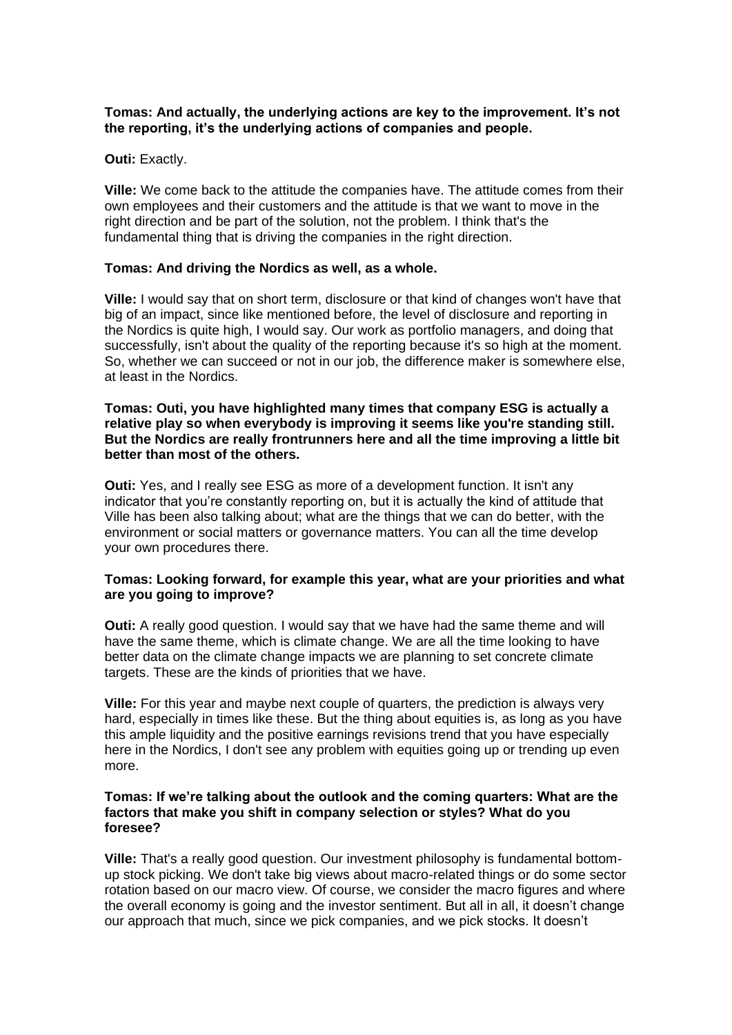**Tomas: And actually, the underlying actions are key to the improvement. It's not the reporting, it's the underlying actions of companies and people.**

**Outi:** Exactly.

**Ville:** We come back to the attitude the companies have. The attitude comes from their own employees and their customers and the attitude is that we want to move in the right direction and be part of the solution, not the problem. I think that's the fundamental thing that is driving the companies in the right direction.

**Tomas: And driving the Nordics as well, as a whole.**

**Ville:** I would say that on short term, disclosure or that kind of changes won't have that big of an impact, since like mentioned before, the level of disclosure and reporting in the Nordics is quite high, I would say. Our work as portfolio managers, and doing that successfully, isn't about the quality of the reporting because it's so high at the moment. So, whether we can succeed or not in our job, the difference maker is somewhere else, at least in the Nordics.

**Tomas: Outi, you have highlighted many times that company ESG is actually a relative play so when everybody is improving it seems like you're standing still. But the Nordics are really frontrunners here and all the time improving a little bit better than most of the others.**

**Outi:** Yes, and I really see ESG as more of a development function. It isn't any indicator that you're constantly reporting on, but it is actually the kind of attitude that Ville has been also talking about; what are the things that we can do better, with the environment or social matters or governance matters. You can all the time develop your own procedures there.

**Tomas: Looking forward, for example this year, what are your priorities and what are you going to improve?**

**Outi:** A really good question. I would say that we have had the same theme and will have the same theme, which is climate change. We are all the time looking to have better data on the climate change impacts we are planning to set concrete climate targets. These are the kinds of priorities that we have.

**Ville:** For this year and maybe next couple of quarters, the prediction is always very hard, especially in times like these. But the thing about equities is, as long as you have this ample liquidity and the positive earnings revisions trend that you have especially here in the Nordics, I don't see any problem with equities going up or trending up even more.

**Tomas: If we're talking about the outlook and the coming quarters: What are the factors that make you shift in company selection or styles? What do you foresee?**

**Ville:** That's a really good question. Our investment philosophy is fundamental bottom-up stock picking. We don't take big views about macro-related things or do some sector rotation based on our macro view. Of course, we consider the macro figures and where the overall economy is going and the investor sentiment. But all in all, it doesn't change our approach that much, since we pick companies, and we pick stocks. It doesn't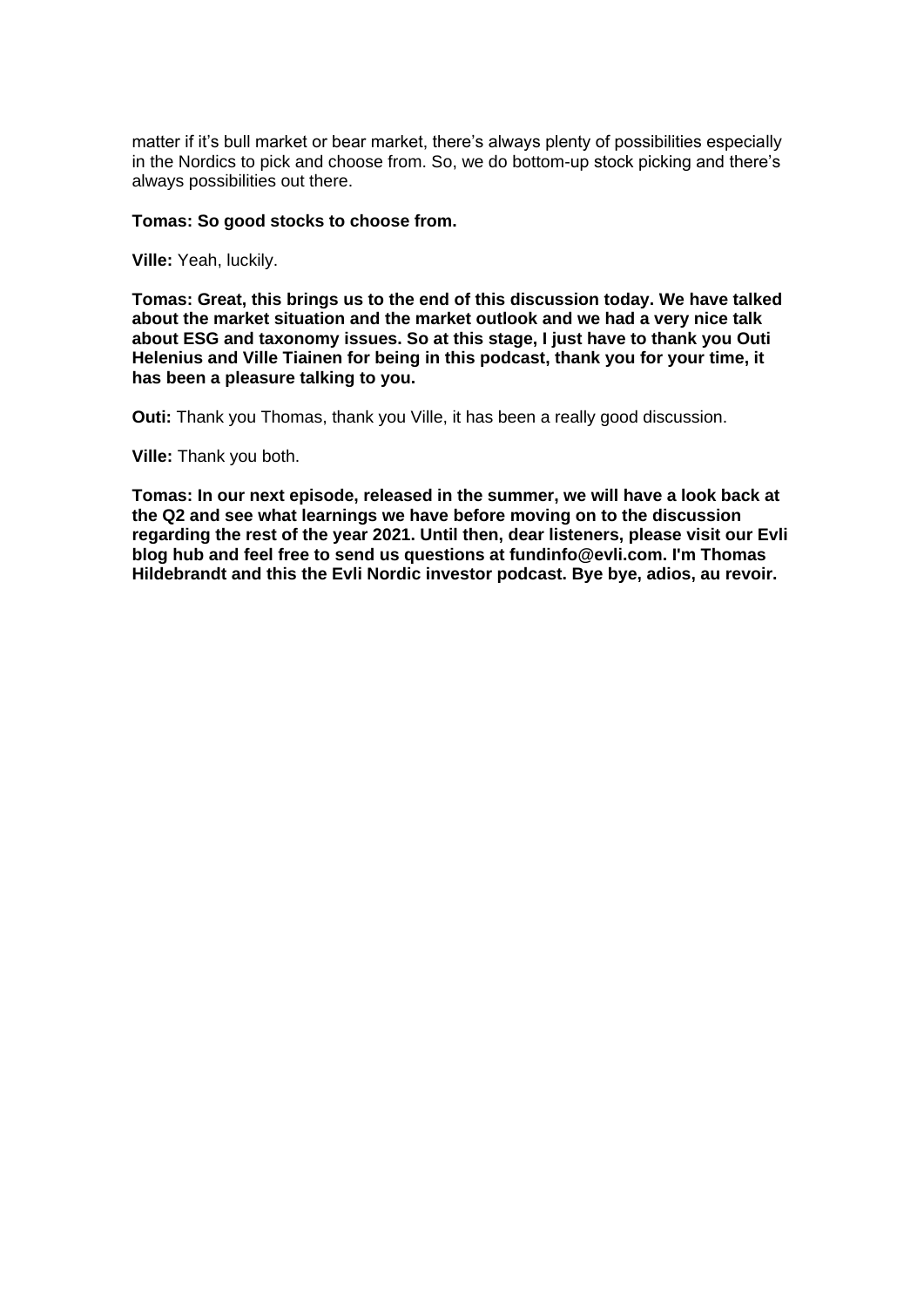matter if it's bull market or bear market, there's always plenty of possibilities especially in the Nordics to pick and choose from. So, we do bottom-up stock picking and there's always possibilities out there.

**Tomas: So good stocks to choose from.**

**Ville:** Yeah, luckily.

**Tomas: Great, this brings us to the end of this discussion today. We have talked about the market situation and the market outlook and we had a very nice talk about ESG and taxonomy issues. So at this stage, I just have to thank you Outi Helenius and Ville Tiainen for being in this podcast, thank you for your time, it has been a pleasure talking to you.**

**Outi:** Thank you Thomas, thank you Ville, it has been a really good discussion.

**Ville:** Thank you both.

**Tomas: In our next episode, released in the summer, we will have a look back at the Q2 and see what learnings we have before moving on to the discussion regarding the rest of the year 2021. Until then, dear listeners, please visit our Evli blog hub and feel free to send us questions at fundinfo@evli.com. I'm Thomas Hildebrandt and this the Evli Nordic investor podcast. Bye bye, adios, au revoir.**